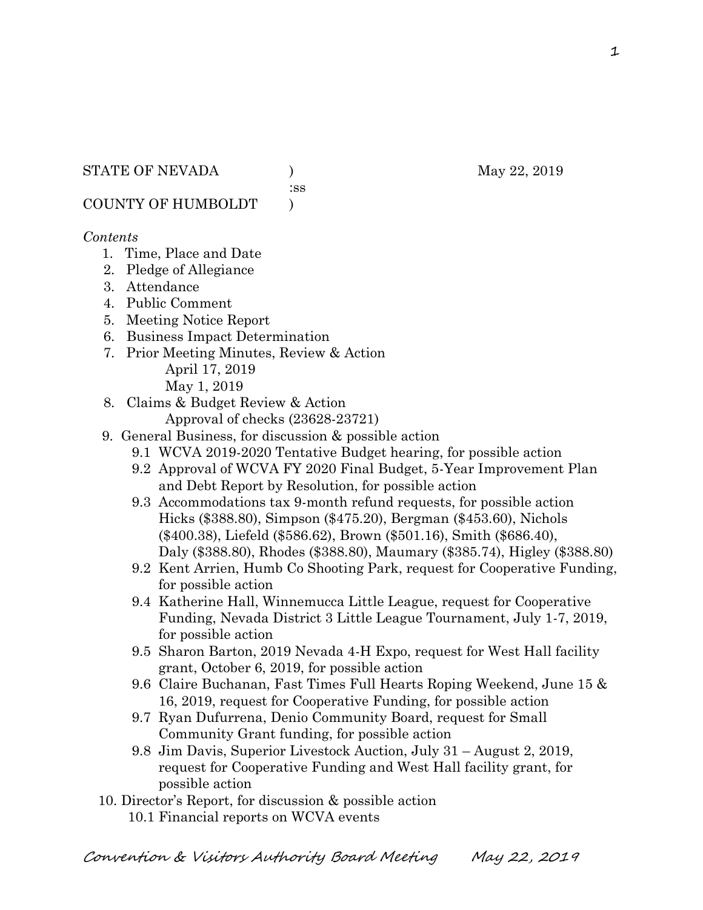STATE OF NEVADA ) May 22, 2019
:ss
COUNTY OF HUMBOLDT )

*Contents*

1. Time, Place and Date
2. Pledge of Allegiance
3. Attendance
4. Public Comment
5. Meeting Notice Report
6. Business Impact Determination
7. Prior Meeting Minutes, Review & Action
   April 17, 2019
   May 1, 2019
8. Claims & Budget Review & Action
   Approval of checks (23628-23721)
9. General Business, for discussion & possible action
   - 9.1 WCVA 2019-2020 Tentative Budget hearing, for possible action
   - 9.2 Approval of WCVA FY 2020 Final Budget, 5-Year Improvement Plan and Debt Report by Resolution, for possible action
   - 9.3 Accommodations tax 9-month refund requests, for possible action Hicks ($388.80), Simpson ($475.20), Bergman ($453.60), Nichols ($400.38), Liefeld ($586.62), Brown ($501.16), Smith ($686.40), Daly ($388.80), Rhodes ($388.80), Maumary ($385.74), Higley ($388.80)
   - 9.2 Kent Arrien, Humb Co Shooting Park, request for Cooperative Funding, for possible action
   - 9.4 Katherine Hall, Winnemucca Little League, request for Cooperative Funding, Nevada District 3 Little League Tournament, July 1-7, 2019, for possible action
   - 9.5 Sharon Barton, 2019 Nevada 4-H Expo, request for West Hall facility grant, October 6, 2019, for possible action
   - 9.6 Claire Buchanan, Fast Times Full Hearts Roping Weekend, June 15 & 16, 2019, request for Cooperative Funding, for possible action
   - 9.7 Ryan Dufurrena, Denio Community Board, request for Small Community Grant funding, for possible action
   - 9.8 Jim Davis, Superior Livestock Auction, July 31 – August 2, 2019, request for Cooperative Funding and West Hall facility grant, for possible action
10. Director's Report, for discussion & possible action
    - 10.1 Financial reports on WCVA events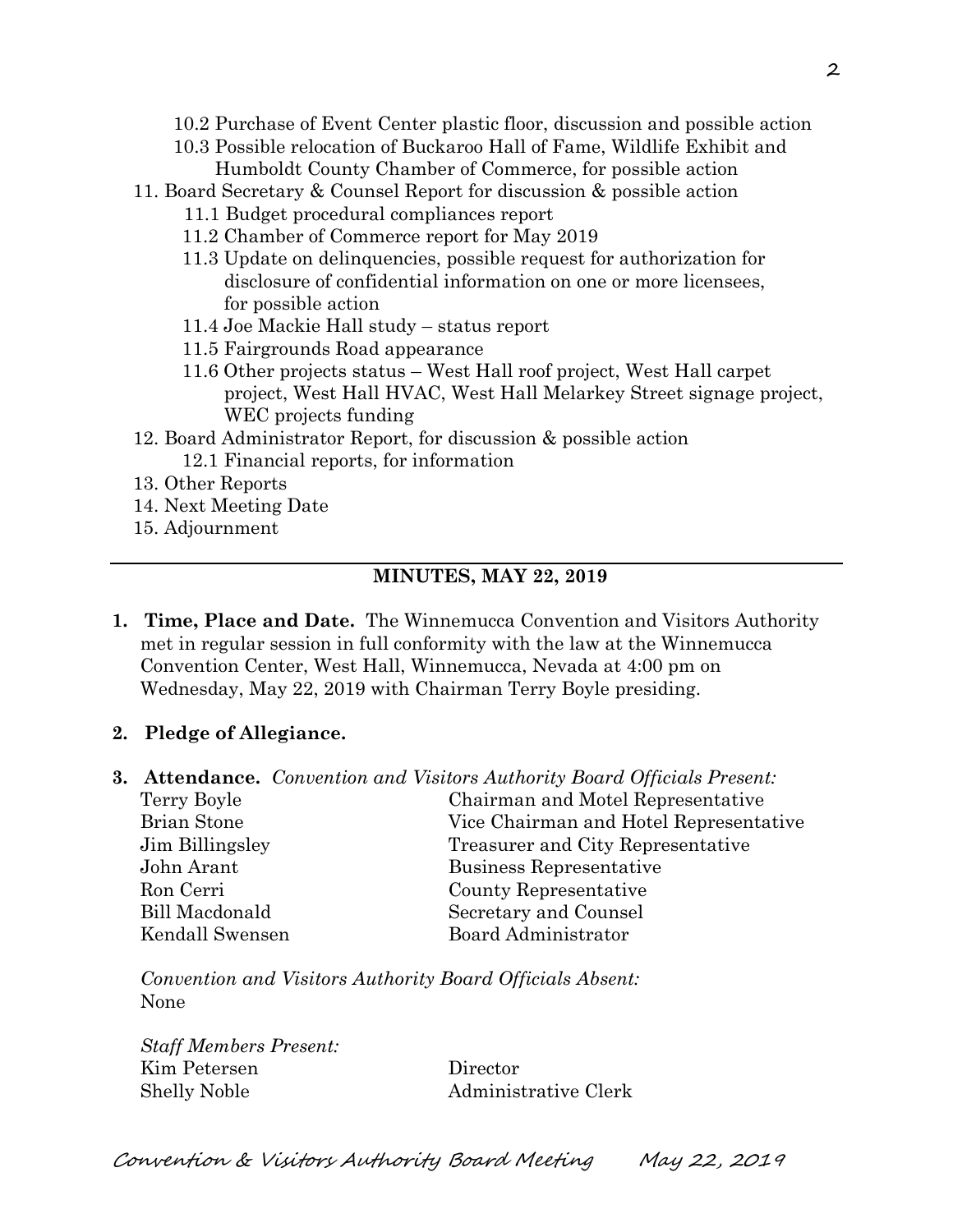10.2 Purchase of Event Center plastic floor, discussion and possible action
   10.3 Possible relocation of Buckaroo Hall of Fame, Wildlife Exhibit and Humboldt County Chamber of Commerce, for possible action

11. Board Secretary & Counsel Report for discussion & possible action
    11.1 Budget procedural compliances report
    11.2 Chamber of Commerce report for May 2019
    11.3 Update on delinquencies, possible request for authorization for disclosure of confidential information on one or more licensees, for possible action
    11.4 Joe Mackie Hall study – status report
    11.5 Fairgrounds Road appearance
    11.6 Other projects status – West Hall roof project, West Hall carpet project, West Hall HVAC, West Hall Melarkey Street signage project, WEC projects funding
12. Board Administrator Report, for discussion & possible action
    12.1 Financial reports, for information
13. Other Reports
14. Next Meeting Date
15. Adjournment

---

## MINUTES, MAY 22, 2019

1. **Time, Place and Date.** The Winnemucca Convention and Visitors Authority met in regular session in full conformity with the law at the Winnemucca Convention Center, West Hall, Winnemucca, Nevada at 4:00 pm on Wednesday, May 22, 2019 with Chairman Terry Boyle presiding.

2. **Pledge of Allegiance.**

3. **Attendance.** *Convention and Visitors Authority Board Officials Present:*

| | |
|---|---|
| Terry Boyle | Chairman and Motel Representative |
| Brian Stone | Vice Chairman and Hotel Representative |
| Jim Billingsley | Treasurer and City Representative |
| John Arant | Business Representative |
| Ron Cerri | County Representative |
| Bill Macdonald | Secretary and Counsel |
| Kendall Swensen | Board Administrator |

*Convention and Visitors Authority Board Officials Absent:*
None

*Staff Members Present:*

| | |
|---|---|
| Kim Petersen | Director |
| Shelly Noble | Administrative Clerk |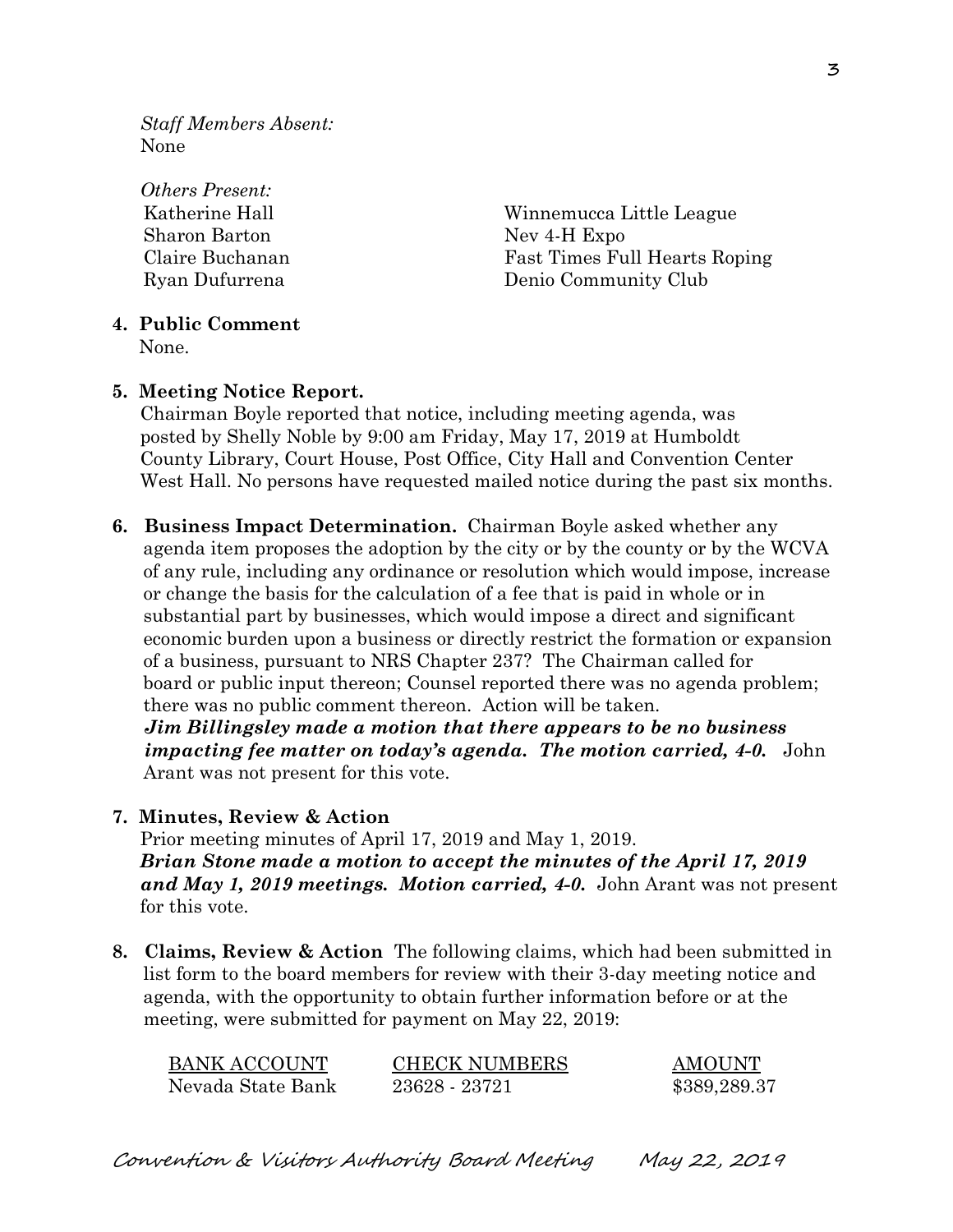*Staff Members Absent:*
None

*Others Present:*

| | |
|---|---|
| Katherine Hall | Winnemucca Little League |
| Sharon Barton | Nev 4-H Expo |
| Claire Buchanan | Fast Times Full Hearts Roping |
| Ryan Dufurrena | Denio Community Club |

**4. Public Comment**
None.

**5. Meeting Notice Report.**
Chairman Boyle reported that notice, including meeting agenda, was posted by Shelly Noble by 9:00 am Friday, May 17, 2019 at Humboldt County Library, Court House, Post Office, City Hall and Convention Center West Hall. No persons have requested mailed notice during the past six months.

**6. Business Impact Determination.** Chairman Boyle asked whether any agenda item proposes the adoption by the city or by the county or by the WCVA of any rule, including any ordinance or resolution which would impose, increase or change the basis for the calculation of a fee that is paid in whole or in substantial part by businesses, which would impose a direct and significant economic burden upon a business or directly restrict the formation or expansion of a business, pursuant to NRS Chapter 237? The Chairman called for board or public input thereon; Counsel reported there was no agenda problem; there was no public comment thereon. Action will be taken.
***Jim Billingsley made a motion that there appears to be no business impacting fee matter on today's agenda. The motion carried, 4-0.*** John Arant was not present for this vote.

**7. Minutes, Review & Action**
Prior meeting minutes of April 17, 2019 and May 1, 2019.
***Brian Stone made a motion to accept the minutes of the April 17, 2019 and May 1, 2019 meetings. Motion carried, 4-0.*** John Arant was not present for this vote.

**8. Claims, Review & Action** The following claims, which had been submitted in list form to the board members for review with their 3-day meeting notice and agenda, with the opportunity to obtain further information before or at the meeting, were submitted for payment on May 22, 2019:

| BANK ACCOUNT | CHECK NUMBERS | AMOUNT |
|---|---|---|
| Nevada State Bank | 23628 - 23721 | $389,289.37 |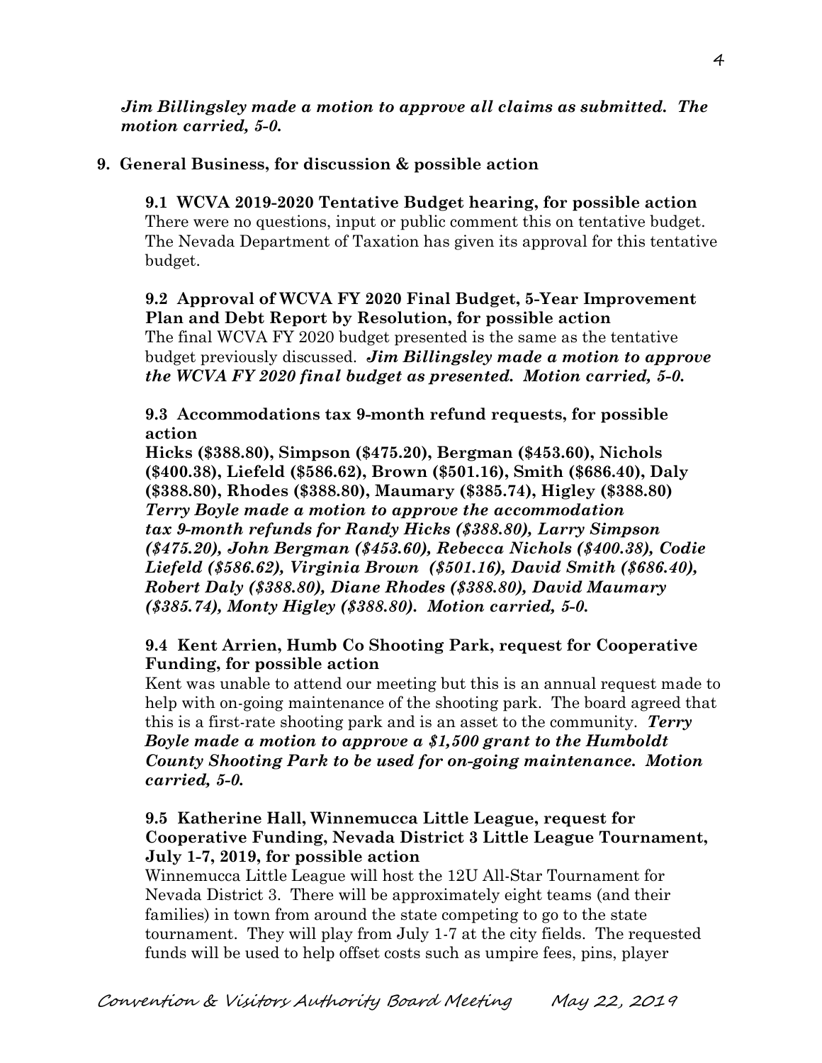***Jim Billingsley made a motion to approve all claims as submitted. The motion carried, 5-0.***

**9. General Business, for discussion & possible action**

**9.1 WCVA 2019-2020 Tentative Budget hearing, for possible action**
There were no questions, input or public comment this on tentative budget. The Nevada Department of Taxation has given its approval for this tentative budget.

**9.2 Approval of WCVA FY 2020 Final Budget, 5-Year Improvement Plan and Debt Report by Resolution, for possible action**
The final WCVA FY 2020 budget presented is the same as the tentative budget previously discussed. ***Jim Billingsley made a motion to approve the WCVA FY 2020 final budget as presented. Motion carried, 5-0.***

**9.3 Accommodations tax 9-month refund requests, for possible action**
**Hicks ($388.80), Simpson ($475.20), Bergman ($453.60), Nichols ($400.38), Liefeld ($586.62), Brown ($501.16), Smith ($686.40), Daly ($388.80), Rhodes ($388.80), Maumary ($385.74), Higley ($388.80)**
***Terry Boyle made a motion to approve the accommodation tax 9-month refunds for Randy Hicks ($388.80), Larry Simpson ($475.20), John Bergman ($453.60), Rebecca Nichols ($400.38), Codie Liefeld ($586.62), Virginia Brown ($501.16), David Smith ($686.40), Robert Daly ($388.80), Diane Rhodes ($388.80), David Maumary ($385.74), Monty Higley ($388.80). Motion carried, 5-0.***

**9.4 Kent Arrien, Humb Co Shooting Park, request for Cooperative Funding, for possible action**
Kent was unable to attend our meeting but this is an annual request made to help with on-going maintenance of the shooting park. The board agreed that this is a first-rate shooting park and is an asset to the community. ***Terry Boyle made a motion to approve a $1,500 grant to the Humboldt County Shooting Park to be used for on-going maintenance. Motion carried, 5-0.***

**9.5 Katherine Hall, Winnemucca Little League, request for Cooperative Funding, Nevada District 3 Little League Tournament, July 1-7, 2019, for possible action**
Winnemucca Little League will host the 12U All-Star Tournament for Nevada District 3. There will be approximately eight teams (and their families) in town from around the state competing to go to the state tournament. They will play from July 1-7 at the city fields. The requested funds will be used to help offset costs such as umpire fees, pins, player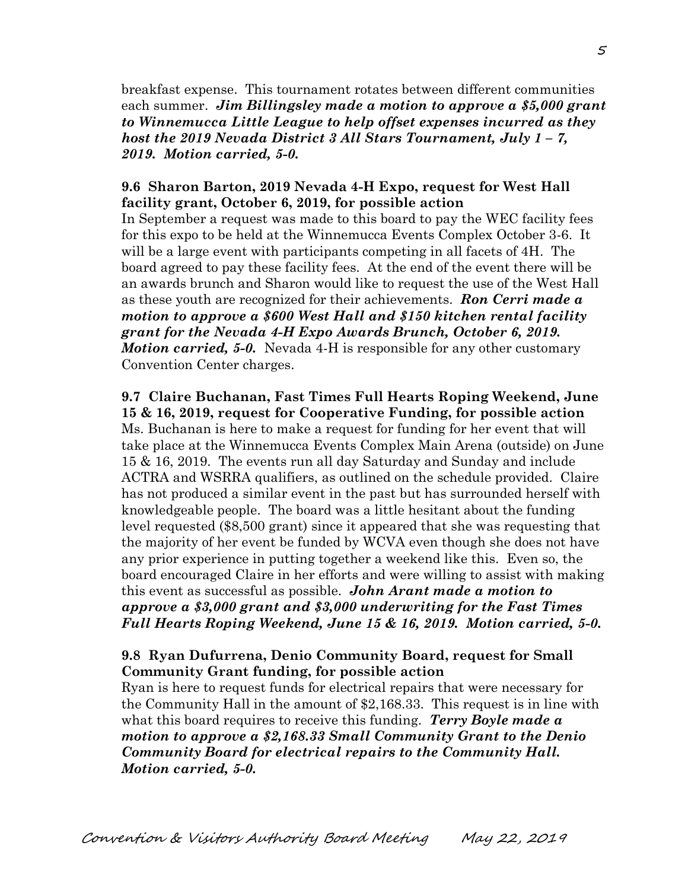breakfast expense. This tournament rotates between different communities each summer. ***Jim Billingsley made a motion to approve a $5,000 grant to Winnemucca Little League to help offset expenses incurred as they host the 2019 Nevada District 3 All Stars Tournament, July 1 – 7, 2019. Motion carried, 5-0.***

**9.6 Sharon Barton, 2019 Nevada 4-H Expo, request for West Hall facility grant, October 6, 2019, for possible action**

In September a request was made to this board to pay the WEC facility fees for this expo to be held at the Winnemucca Events Complex October 3-6. It will be a large event with participants competing in all facets of 4H. The board agreed to pay these facility fees. At the end of the event there will be an awards brunch and Sharon would like to request the use of the West Hall as these youth are recognized for their achievements. ***Ron Cerri made a motion to approve a $600 West Hall and $150 kitchen rental facility grant for the Nevada 4-H Expo Awards Brunch, October 6, 2019. Motion carried, 5-0.*** Nevada 4-H is responsible for any other customary Convention Center charges.

**9.7 Claire Buchanan, Fast Times Full Hearts Roping Weekend, June 15 & 16, 2019, request for Cooperative Funding, for possible action**

Ms. Buchanan is here to make a request for funding for her event that will take place at the Winnemucca Events Complex Main Arena (outside) on June 15 & 16, 2019. The events run all day Saturday and Sunday and include ACTRA and WSRRA qualifiers, as outlined on the schedule provided. Claire has not produced a similar event in the past but has surrounded herself with knowledgeable people. The board was a little hesitant about the funding level requested ($8,500 grant) since it appeared that she was requesting that the majority of her event be funded by WCVA even though she does not have any prior experience in putting together a weekend like this. Even so, the board encouraged Claire in her efforts and were willing to assist with making this event as successful as possible. ***John Arant made a motion to approve a $3,000 grant and $3,000 underwriting for the Fast Times Full Hearts Roping Weekend, June 15 & 16, 2019. Motion carried, 5-0.***

**9.8 Ryan Dufurrena, Denio Community Board, request for Small Community Grant funding, for possible action**

Ryan is here to request funds for electrical repairs that were necessary for the Community Hall in the amount of $2,168.33. This request is in line with what this board requires to receive this funding. ***Terry Boyle made a motion to approve a $2,168.33 Small Community Grant to the Denio Community Board for electrical repairs to the Community Hall. Motion carried, 5-0.***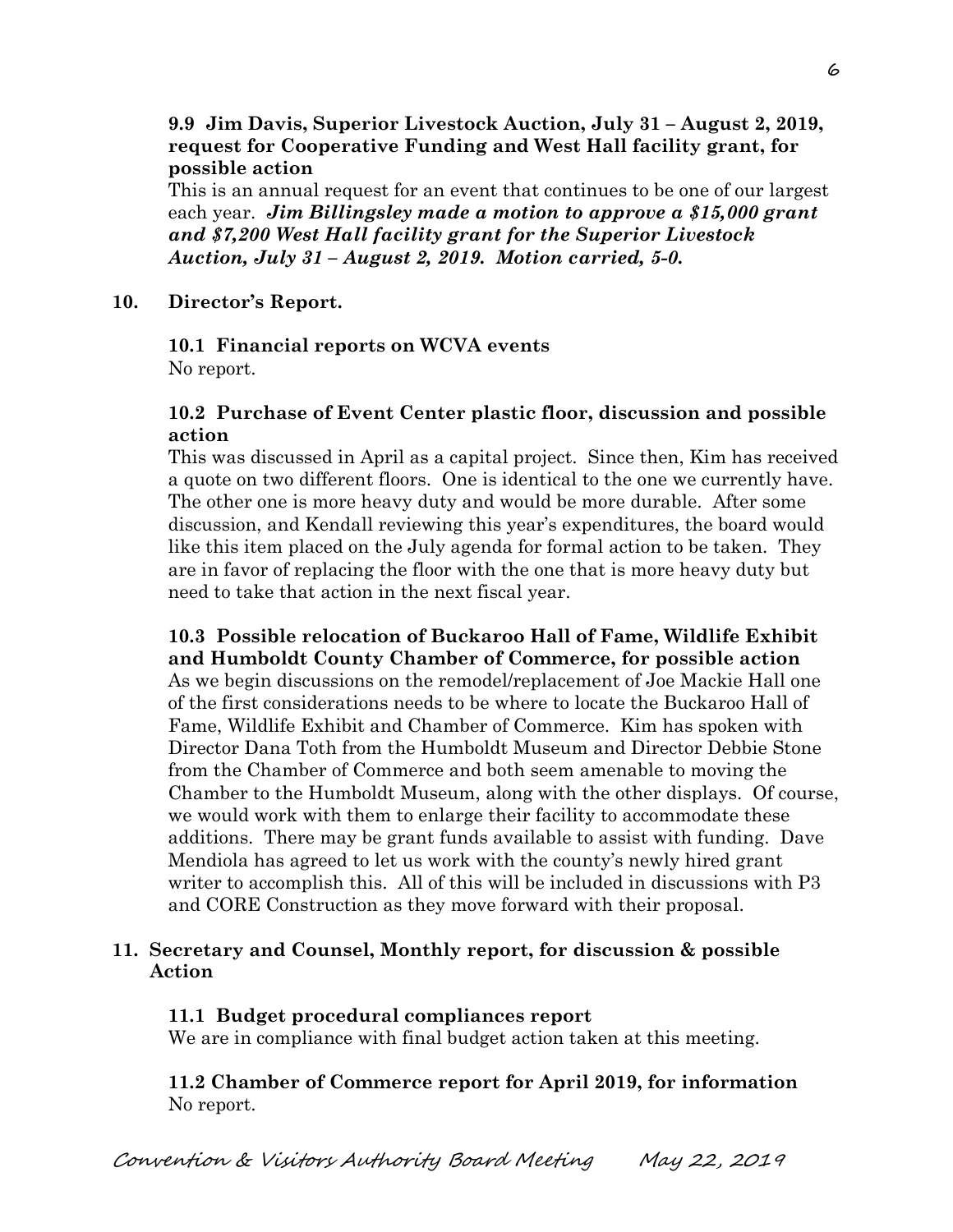**9.9 Jim Davis, Superior Livestock Auction, July 31 – August 2, 2019, request for Cooperative Funding and West Hall facility grant, for possible action**

This is an annual request for an event that continues to be one of our largest each year. ***Jim Billingsley made a motion to approve a $15,000 grant and $7,200 West Hall facility grant for the Superior Livestock Auction, July 31 – August 2, 2019. Motion carried, 5-0.***

**10. Director's Report.**

**10.1 Financial reports on WCVA events**

No report.

**10.2 Purchase of Event Center plastic floor, discussion and possible action**

This was discussed in April as a capital project. Since then, Kim has received a quote on two different floors. One is identical to the one we currently have. The other one is more heavy duty and would be more durable. After some discussion, and Kendall reviewing this year's expenditures, the board would like this item placed on the July agenda for formal action to be taken. They are in favor of replacing the floor with the one that is more heavy duty but need to take that action in the next fiscal year.

**10.3 Possible relocation of Buckaroo Hall of Fame, Wildlife Exhibit and Humboldt County Chamber of Commerce, for possible action**

As we begin discussions on the remodel/replacement of Joe Mackie Hall one of the first considerations needs to be where to locate the Buckaroo Hall of Fame, Wildlife Exhibit and Chamber of Commerce. Kim has spoken with Director Dana Toth from the Humboldt Museum and Director Debbie Stone from the Chamber of Commerce and both seem amenable to moving the Chamber to the Humboldt Museum, along with the other displays. Of course, we would work with them to enlarge their facility to accommodate these additions. There may be grant funds available to assist with funding. Dave Mendiola has agreed to let us work with the county's newly hired grant writer to accomplish this. All of this will be included in discussions with P3 and CORE Construction as they move forward with their proposal.

**11. Secretary and Counsel, Monthly report, for discussion & possible Action**

**11.1 Budget procedural compliances report**

We are in compliance with final budget action taken at this meeting.

**11.2 Chamber of Commerce report for April 2019, for information**

No report.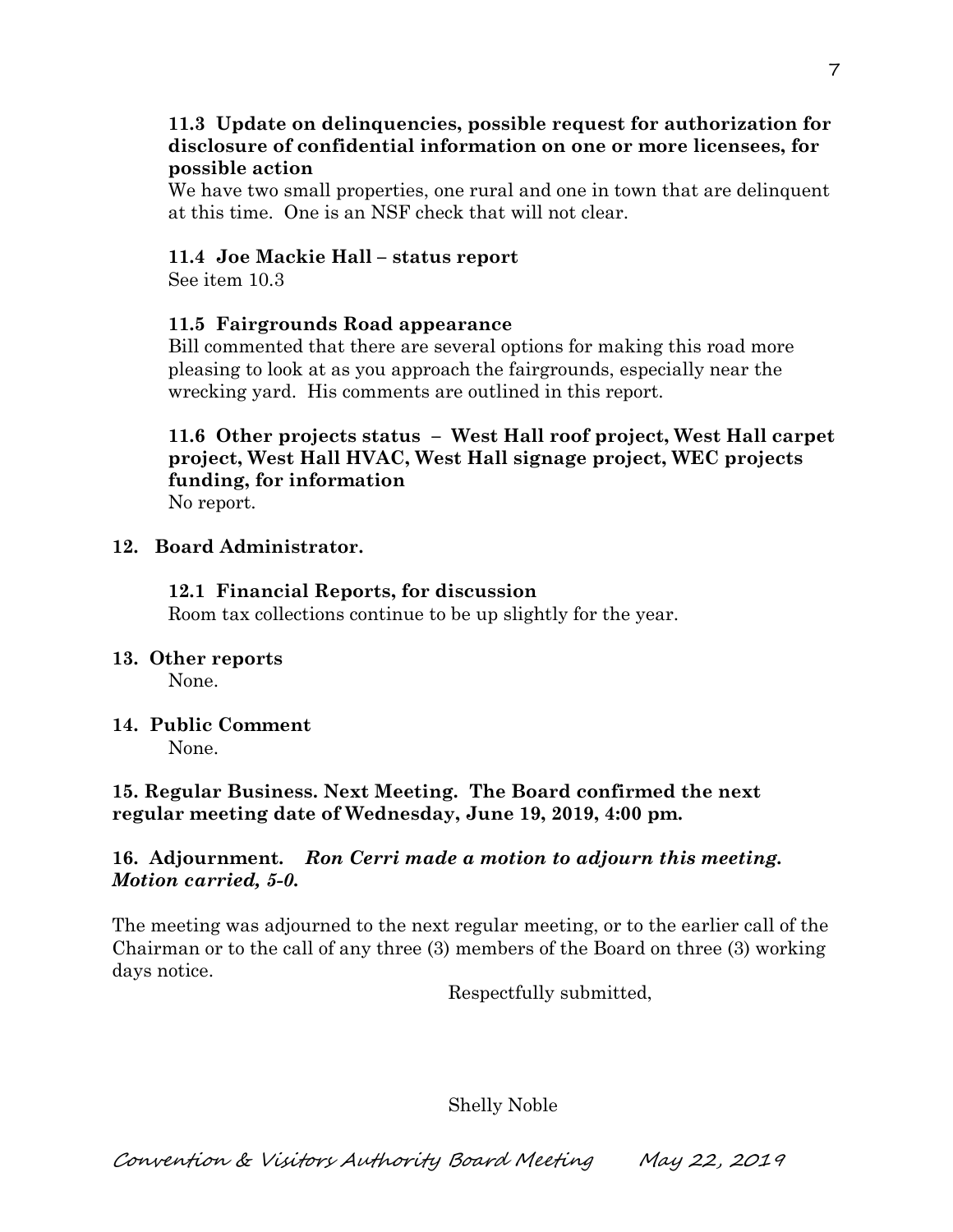**11.3 Update on delinquencies, possible request for authorization for disclosure of confidential information on one or more licensees, for possible action**

We have two small properties, one rural and one in town that are delinquent at this time. One is an NSF check that will not clear.

**11.4 Joe Mackie Hall – status report**

See item 10.3

**11.5 Fairgrounds Road appearance**

Bill commented that there are several options for making this road more pleasing to look at as you approach the fairgrounds, especially near the wrecking yard. His comments are outlined in this report.

**11.6 Other projects status – West Hall roof project, West Hall carpet project, West Hall HVAC, West Hall signage project, WEC projects funding, for information**

No report.

**12. Board Administrator.**

**12.1 Financial Reports, for discussion**

Room tax collections continue to be up slightly for the year.

**13. Other reports**

None.

**14. Public Comment**

None.

**15. Regular Business. Next Meeting. The Board confirmed the next regular meeting date of Wednesday, June 19, 2019, 4:00 pm.**

**16. Adjournment.** ***Ron Cerri made a motion to adjourn this meeting. Motion carried, 5-0.***

The meeting was adjourned to the next regular meeting, or to the earlier call of the Chairman or to the call of any three (3) members of the Board on three (3) working days notice.

Respectfully submitted,

Shelly Noble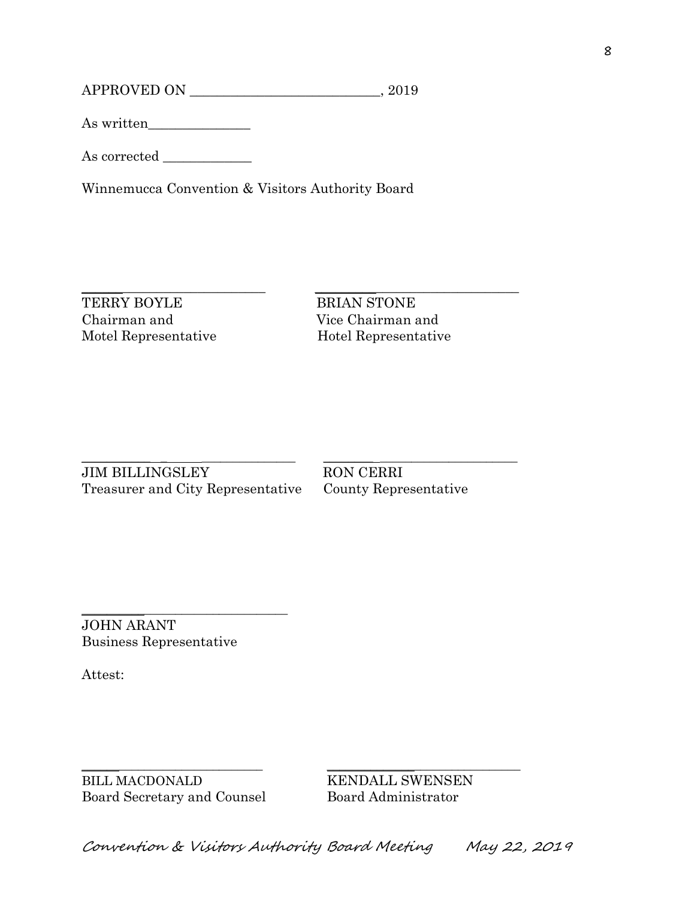APPROVED ON _____________________________, 2019

As written_______________

As corrected _____________

Winnemucca Convention & Visitors Authority Board

_____________________________

TERRY BOYLE
Chairman and
Motel Representative

_____________________________

BRIAN STONE
Vice Chairman and
Hotel Representative

_____________________________

JIM BILLINGSLEY
Treasurer and City Representative

_____________________________

RON CERRI
County Representative

_____________________________

JOHN ARANT
Business Representative

Attest:

_____________________________

BILL MACDONALD
Board Secretary and Counsel

_____________________________

KENDALL SWENSEN
Board Administrator